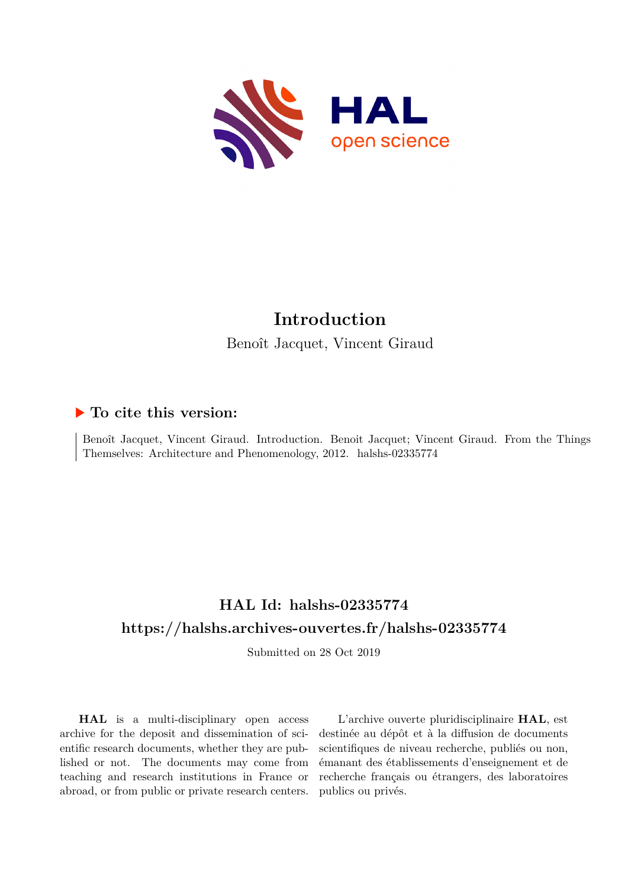# Introduction

Benoît Jacquet, Vincent Giraud

## ▶ To cite this version:

Benoît Jacquet, Vincent Giraud. Introduction. Benoit Jacquet; Vincent Giraud. From the Things Themselves: Architecture and Phenomenology, 2012. halshs-02335774

## HAL Id: halshs-02335774

## https://halshs.archives-ouvertes.fr/halshs-02335774

Submitted on 28 Oct 2019

**HAL** is a multi-disciplinary open access archive for the deposit and dissemination of scientific research documents, whether they are published or not. The documents may come from teaching and research institutions in France or abroad, or from public or private research centers.

L'archive ouverte pluridisciplinaire **HAL**, est destinée au dépôt et à la diffusion de documents scientifiques de niveau recherche, publiés ou non, émanant des établissements d'enseignement et de recherche français ou étrangers, des laboratoires publics ou privés.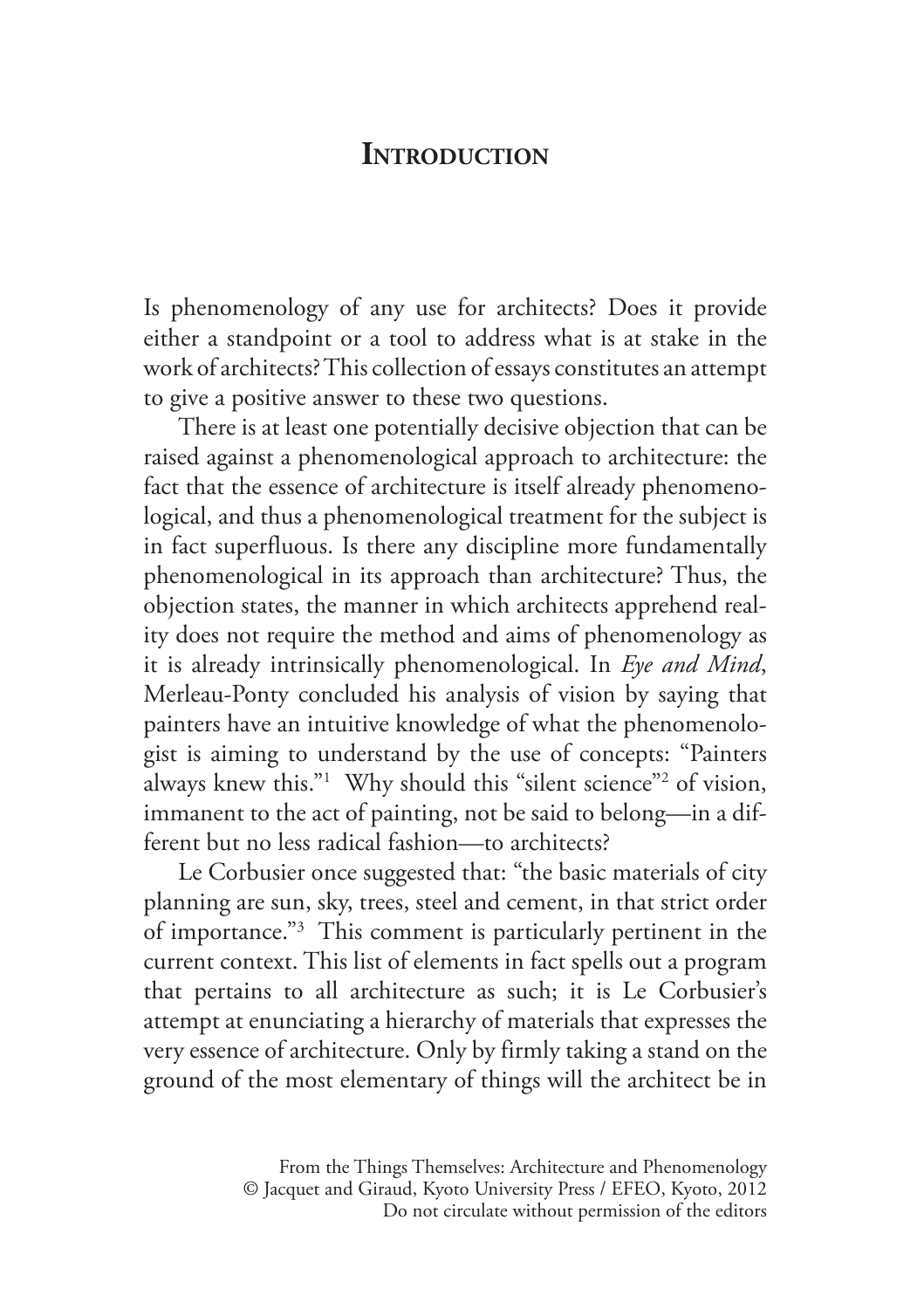# Introduction

Is phenomenology of any use for architects? Does it provide either a standpoint or a tool to address what is at stake in the work of architects? This collection of essays constitutes an attempt to give a positive answer to these two questions.

There is at least one potentially decisive objection that can be raised against a phenomenological approach to architecture: the fact that the essence of architecture is itself already phenomenological, and thus a phenomenological treatment for the subject is in fact superfluous. Is there any discipline more fundamentally phenomenological in its approach than architecture? Thus, the objection states, the manner in which architects apprehend reality does not require the method and aims of phenomenology as it is already intrinsically phenomenological. In *Eye and Mind*, Merleau-Ponty concluded his analysis of vision by saying that painters have an intuitive knowledge of what the phenomenologist is aiming to understand by the use of concepts: "Painters always knew this."[1] Why should this "silent science"[2] of vision, immanent to the act of painting, not be said to belong—in a different but no less radical fashion—to architects?

Le Corbusier once suggested that: "the basic materials of city planning are sun, sky, trees, steel and cement, in that strict order of importance."[3] This comment is particularly pertinent in the current context. This list of elements in fact spells out a program that pertains to all architecture as such; it is Le Corbusier's attempt at enunciating a hierarchy of materials that expresses the very essence of architecture. Only by firmly taking a stand on the ground of the most elementary of things will the architect be in

From the Things Themselves: Architecture and Phenomenology
© Jacquet and Giraud, Kyoto University Press / EFEO, Kyoto, 2012
Do not circulate without permission of the editors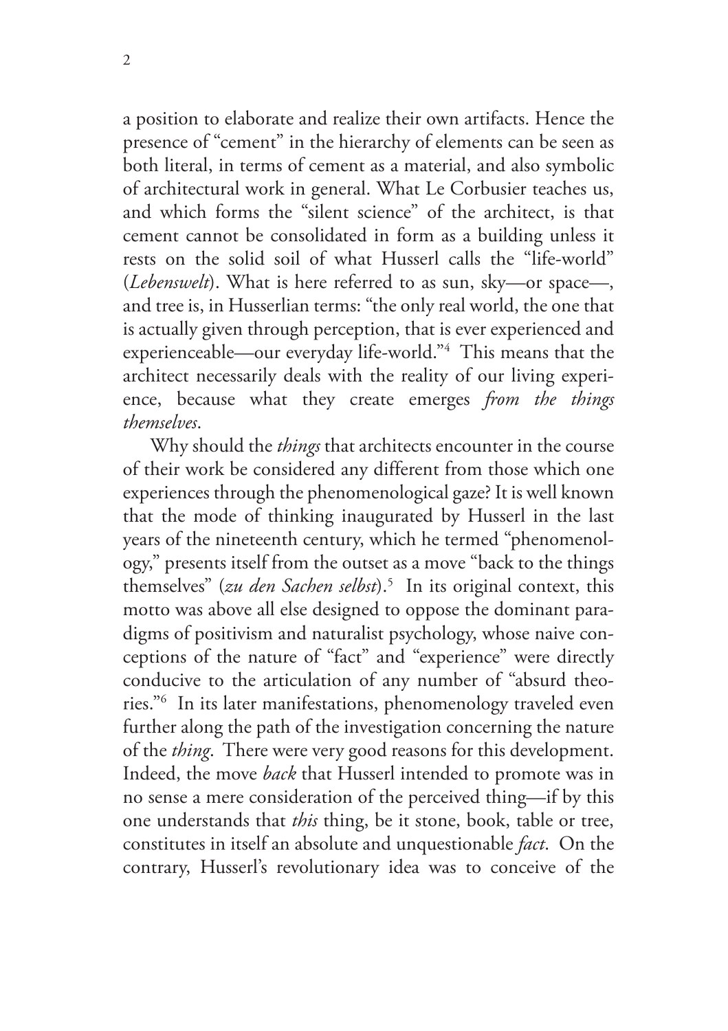a position to elaborate and realize their own artifacts. Hence the presence of "cement" in the hierarchy of elements can be seen as both literal, in terms of cement as a material, and also symbolic of architectural work in general. What Le Corbusier teaches us, and which forms the "silent science" of the architect, is that cement cannot be consolidated in form as a building unless it rests on the solid soil of what Husserl calls the "life-world" (*Lebenswelt*). What is here referred to as sun, sky—or space—, and tree is, in Husserlian terms: "the only real world, the one that is actually given through perception, that is ever experienced and experienceable—our everyday life-world."[4] This means that the architect necessarily deals with the reality of our living experience, because what they create emerges *from the things themselves*.

Why should the *things* that architects encounter in the course of their work be considered any different from those which one experiences through the phenomenological gaze? It is well known that the mode of thinking inaugurated by Husserl in the last years of the nineteenth century, which he termed "phenomenology," presents itself from the outset as a move "back to the things themselves" (*zu den Sachen selbst*).[5] In its original context, this motto was above all else designed to oppose the dominant paradigms of positivism and naturalist psychology, whose naive conceptions of the nature of "fact" and "experience" were directly conducive to the articulation of any number of "absurd theories."[6] In its later manifestations, phenomenology traveled even further along the path of the investigation concerning the nature of the *thing*. There were very good reasons for this development. Indeed, the move *back* that Husserl intended to promote was in no sense a mere consideration of the perceived thing—if by this one understands that *this* thing, be it stone, book, table or tree, constitutes in itself an absolute and unquestionable *fact*. On the contrary, Husserl's revolutionary idea was to conceive of the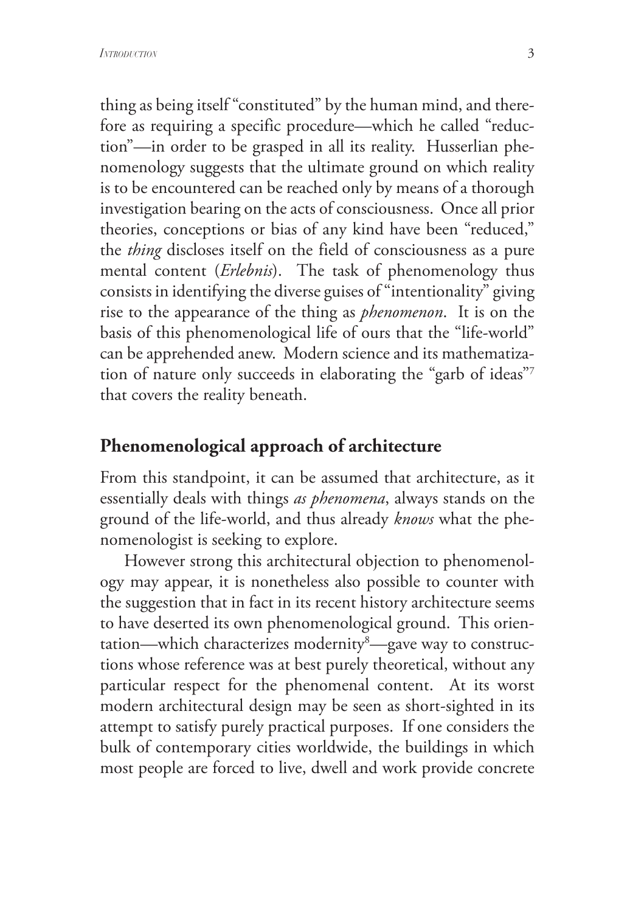thing as being itself "constituted" by the human mind, and therefore as requiring a specific procedure—which he called "reduction"—in order to be grasped in all its reality. Husserlian phenomenology suggests that the ultimate ground on which reality is to be encountered can be reached only by means of a thorough investigation bearing on the acts of consciousness. Once all prior theories, conceptions or bias of any kind have been "reduced," the *thing* discloses itself on the field of consciousness as a pure mental content (*Erlebnis*). The task of phenomenology thus consists in identifying the diverse guises of "intentionality" giving rise to the appearance of the thing as *phenomenon*. It is on the basis of this phenomenological life of ours that the "life-world" can be apprehended anew. Modern science and its mathematization of nature only succeeds in elaborating the "garb of ideas"[7] that covers the reality beneath.

## Phenomenological approach of architecture

From this standpoint, it can be assumed that architecture, as it essentially deals with things *as phenomena*, always stands on the ground of the life-world, and thus already *knows* what the phenomenologist is seeking to explore.

However strong this architectural objection to phenomenology may appear, it is nonetheless also possible to counter with the suggestion that in fact in its recent history architecture seems to have deserted its own phenomenological ground. This orientation—which characterizes modernity[8]—gave way to constructions whose reference was at best purely theoretical, without any particular respect for the phenomenal content. At its worst modern architectural design may be seen as short-sighted in its attempt to satisfy purely practical purposes. If one considers the bulk of contemporary cities worldwide, the buildings in which most people are forced to live, dwell and work provide concrete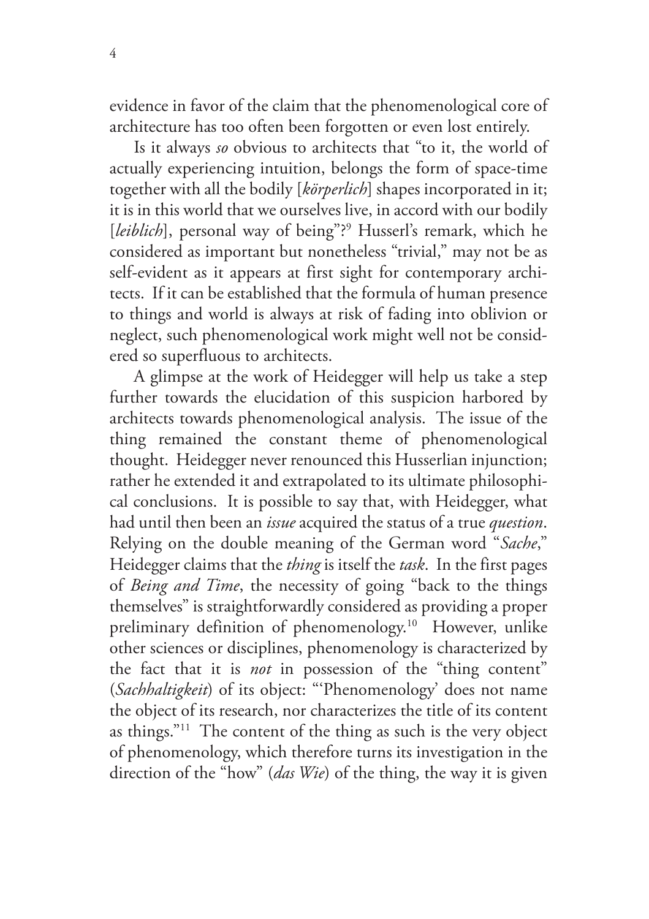evidence in favor of the claim that the phenomenological core of architecture has too often been forgotten or even lost entirely.

Is it always *so* obvious to architects that "to it, the world of actually experiencing intuition, belongs the form of space-time together with all the bodily [*körperlich*] shapes incorporated in it; it is in this world that we ourselves live, in accord with our bodily [*leiblich*], personal way of being"?[9] Husserl's remark, which he considered as important but nonetheless "trivial," may not be as self-evident as it appears at first sight for contemporary architects. If it can be established that the formula of human presence to things and world is always at risk of fading into oblivion or neglect, such phenomenological work might well not be considered so superfluous to architects.

A glimpse at the work of Heidegger will help us take a step further towards the elucidation of this suspicion harbored by architects towards phenomenological analysis. The issue of the thing remained the constant theme of phenomenological thought. Heidegger never renounced this Husserlian injunction; rather he extended it and extrapolated to its ultimate philosophical conclusions. It is possible to say that, with Heidegger, what had until then been an *issue* acquired the status of a true *question*. Relying on the double meaning of the German word "*Sache*," Heidegger claims that the *thing* is itself the *task*. In the first pages of *Being and Time*, the necessity of going "back to the things themselves" is straightforwardly considered as providing a proper preliminary definition of phenomenology.[10] However, unlike other sciences or disciplines, phenomenology is characterized by the fact that it is *not* in possession of the "thing content" (*Sachhaltigkeit*) of its object: "'Phenomenology' does not name the object of its research, nor characterizes the title of its content as things."[11] The content of the thing as such is the very object of phenomenology, which therefore turns its investigation in the direction of the "how" (*das Wie*) of the thing, the way it is given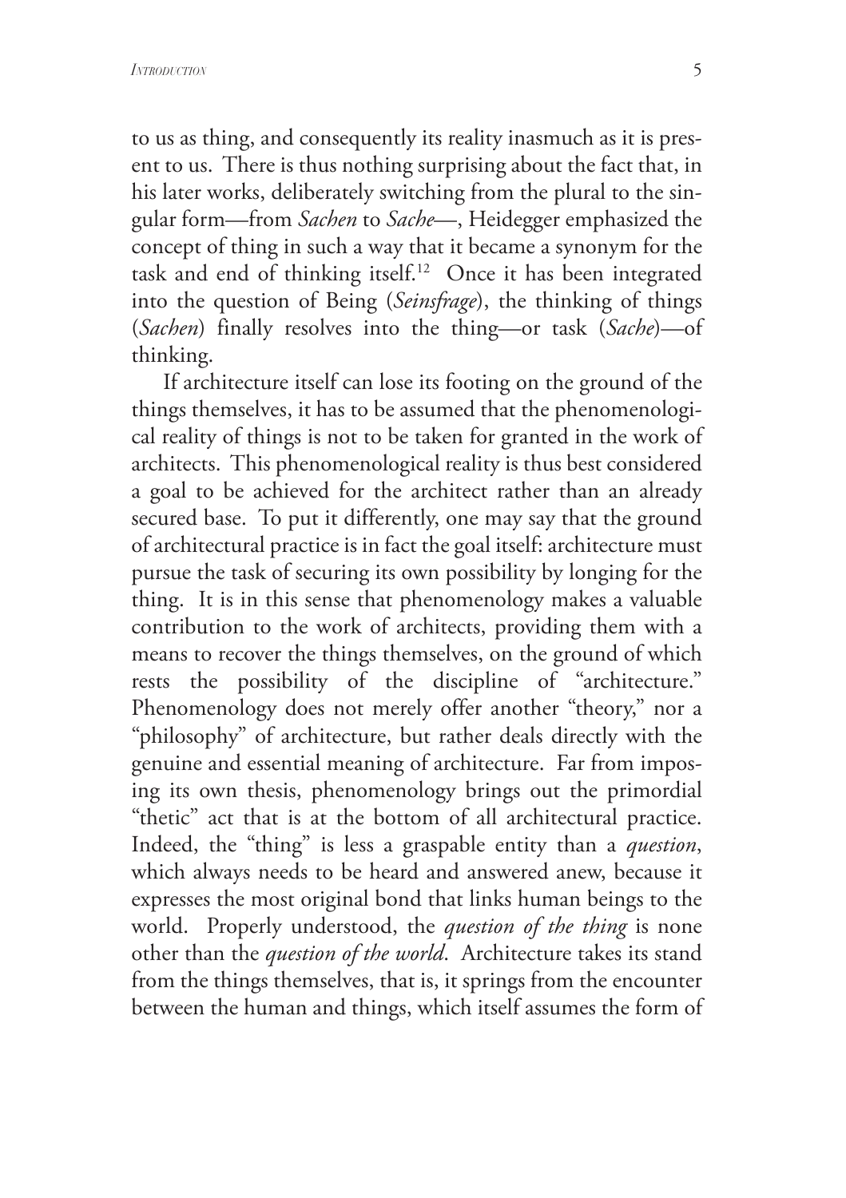to us as thing, and consequently its reality inasmuch as it is present to us. There is thus nothing surprising about the fact that, in his later works, deliberately switching from the plural to the singular form—from *Sachen* to *Sache*—, Heidegger emphasized the concept of thing in such a way that it became a synonym for the task and end of thinking itself.[12] Once it has been integrated into the question of Being (*Seinsfrage*), the thinking of things (*Sachen*) finally resolves into the thing—or task (*Sache*)—of thinking.

If architecture itself can lose its footing on the ground of the things themselves, it has to be assumed that the phenomenological reality of things is not to be taken for granted in the work of architects. This phenomenological reality is thus best considered a goal to be achieved for the architect rather than an already secured base. To put it differently, one may say that the ground of architectural practice is in fact the goal itself: architecture must pursue the task of securing its own possibility by longing for the thing. It is in this sense that phenomenology makes a valuable contribution to the work of architects, providing them with a means to recover the things themselves, on the ground of which rests the possibility of the discipline of "architecture." Phenomenology does not merely offer another "theory," nor a "philosophy" of architecture, but rather deals directly with the genuine and essential meaning of architecture. Far from imposing its own thesis, phenomenology brings out the primordial "thetic" act that is at the bottom of all architectural practice. Indeed, the "thing" is less a graspable entity than a *question*, which always needs to be heard and answered anew, because it expresses the most original bond that links human beings to the world. Properly understood, the *question of the thing* is none other than the *question of the world*. Architecture takes its stand from the things themselves, that is, it springs from the encounter between the human and things, which itself assumes the form of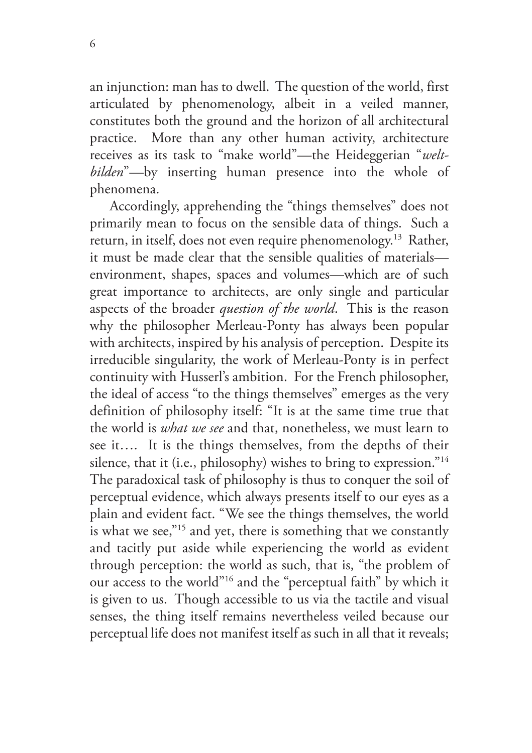an injunction: man has to dwell. The question of the world, first articulated by phenomenology, albeit in a veiled manner, constitutes both the ground and the horizon of all architectural practice. More than any other human activity, architecture receives as its task to "make world"—the Heideggerian "*welt-bilden*"—by inserting human presence into the whole of phenomena.

Accordingly, apprehending the "things themselves" does not primarily mean to focus on the sensible data of things. Such a return, in itself, does not even require phenomenology.[13] Rather, it must be made clear that the sensible qualities of materials—environment, shapes, spaces and volumes—which are of such great importance to architects, are only single and particular aspects of the broader *question of the world*. This is the reason why the philosopher Merleau-Ponty has always been popular with architects, inspired by his analysis of perception. Despite its irreducible singularity, the work of Merleau-Ponty is in perfect continuity with Husserl's ambition. For the French philosopher, the ideal of access "to the things themselves" emerges as the very definition of philosophy itself: "It is at the same time true that the world is *what we see* and that, nonetheless, we must learn to see it.... It is the things themselves, from the depths of their silence, that it (i.e., philosophy) wishes to bring to expression."[14] The paradoxical task of philosophy is thus to conquer the soil of perceptual evidence, which always presents itself to our eyes as a plain and evident fact. "We see the things themselves, the world is what we see,"[15] and yet, there is something that we constantly and tacitly put aside while experiencing the world as evident through perception: the world as such, that is, "the problem of our access to the world"[16] and the "perceptual faith" by which it is given to us. Though accessible to us via the tactile and visual senses, the thing itself remains nevertheless veiled because our perceptual life does not manifest itself as such in all that it reveals;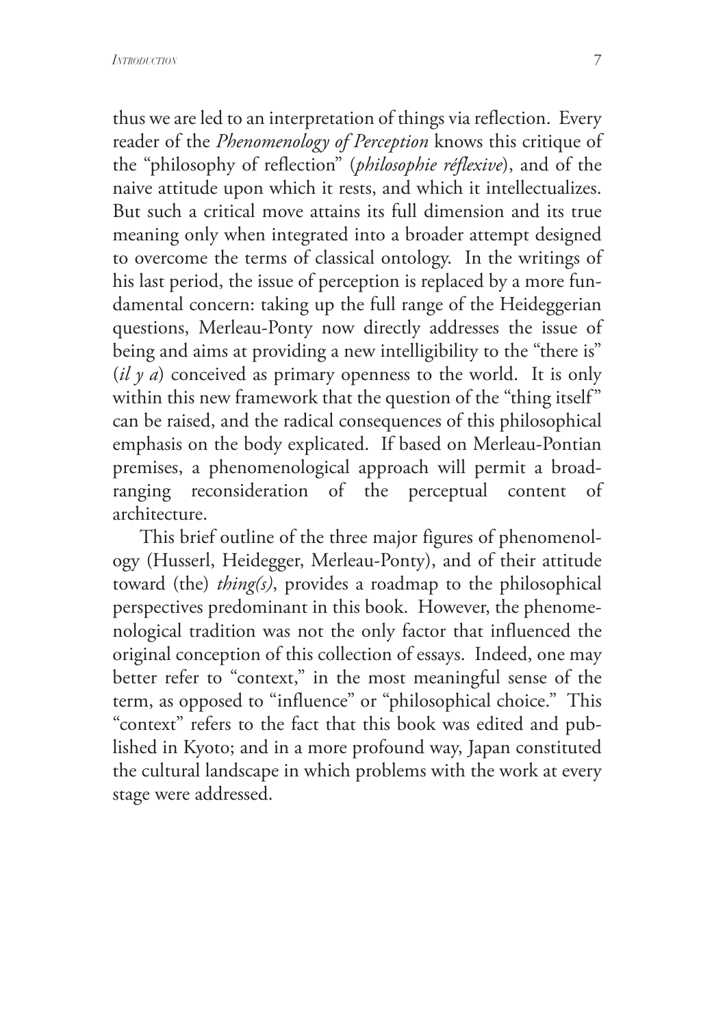thus we are led to an interpretation of things via reflection. Every reader of the *Phenomenology of Perception* knows this critique of the "philosophy of reflection" (*philosophie réflexive*), and of the naive attitude upon which it rests, and which it intellectualizes. But such a critical move attains its full dimension and its true meaning only when integrated into a broader attempt designed to overcome the terms of classical ontology. In the writings of his last period, the issue of perception is replaced by a more fundamental concern: taking up the full range of the Heideggerian questions, Merleau-Ponty now directly addresses the issue of being and aims at providing a new intelligibility to the "there is" (*il y a*) conceived as primary openness to the world. It is only within this new framework that the question of the "thing itself" can be raised, and the radical consequences of this philosophical emphasis on the body explicated. If based on Merleau-Pontian premises, a phenomenological approach will permit a broad-ranging reconsideration of the perceptual content of architecture.

This brief outline of the three major figures of phenomenology (Husserl, Heidegger, Merleau-Ponty), and of their attitude toward (the) *thing(s)*, provides a roadmap to the philosophical perspectives predominant in this book. However, the phenomenological tradition was not the only factor that influenced the original conception of this collection of essays. Indeed, one may better refer to "context," in the most meaningful sense of the term, as opposed to "influence" or "philosophical choice." This "context" refers to the fact that this book was edited and published in Kyoto; and in a more profound way, Japan constituted the cultural landscape in which problems with the work at every stage were addressed.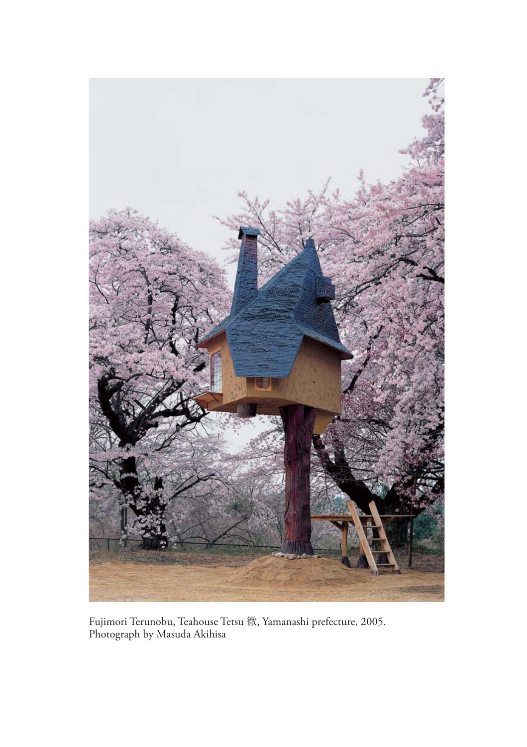Fujimori Terunobu, Teahouse Tetsu 徹, Yamanashi prefecture, 2005.
Photograph by Masuda Akihisa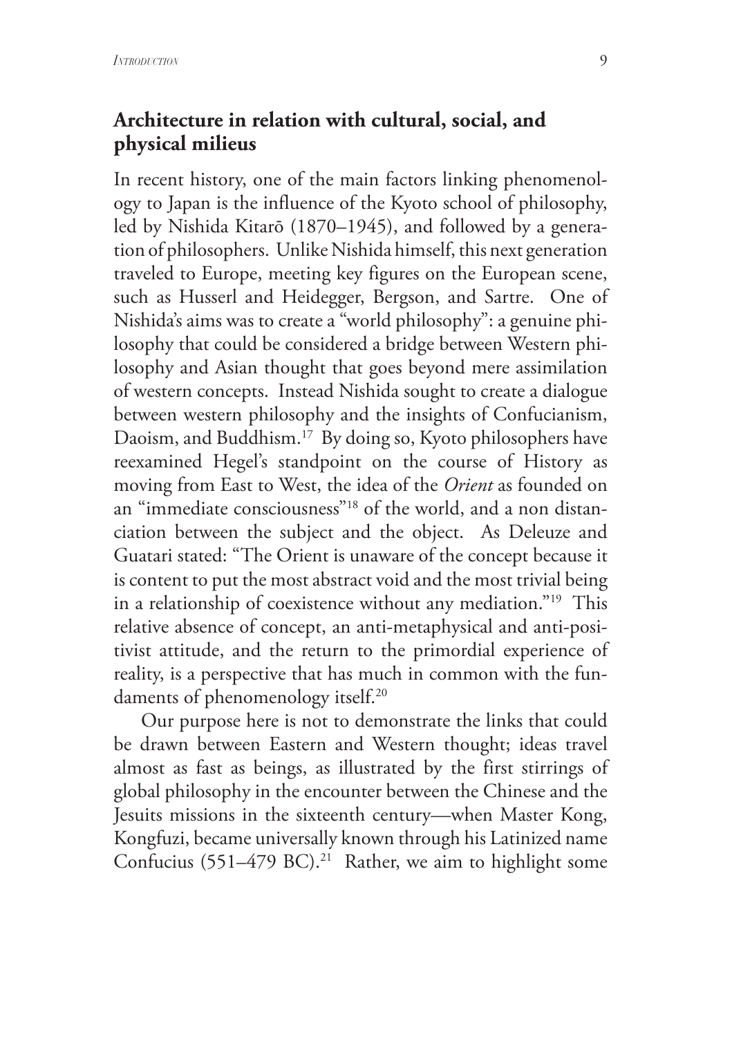## Architecture in relation with cultural, social, and physical milieus

In recent history, one of the main factors linking phenomenology to Japan is the influence of the Kyoto school of philosophy, led by Nishida Kitarō (1870–1945), and followed by a generation of philosophers. Unlike Nishida himself, this next generation traveled to Europe, meeting key figures on the European scene, such as Husserl and Heidegger, Bergson, and Sartre. One of Nishida's aims was to create a "world philosophy": a genuine philosophy that could be considered a bridge between Western philosophy and Asian thought that goes beyond mere assimilation of western concepts. Instead Nishida sought to create a dialogue between western philosophy and the insights of Confucianism, Daoism, and Buddhism.[17] By doing so, Kyoto philosophers have reexamined Hegel's standpoint on the course of History as moving from East to West, the idea of the *Orient* as founded on an "immediate consciousness"[18] of the world, and a non distanciation between the subject and the object. As Deleuze and Guatari stated: "The Orient is unaware of the concept because it is content to put the most abstract void and the most trivial being in a relationship of coexistence without any mediation."[19] This relative absence of concept, an anti-metaphysical and anti-positivist attitude, and the return to the primordial experience of reality, is a perspective that has much in common with the fundaments of phenomenology itself.[20]

Our purpose here is not to demonstrate the links that could be drawn between Eastern and Western thought; ideas travel almost as fast as beings, as illustrated by the first stirrings of global philosophy in the encounter between the Chinese and the Jesuits missions in the sixteenth century—when Master Kong, Kongfuzi, became universally known through his Latinized name Confucius (551–479 BC).[21] Rather, we aim to highlight some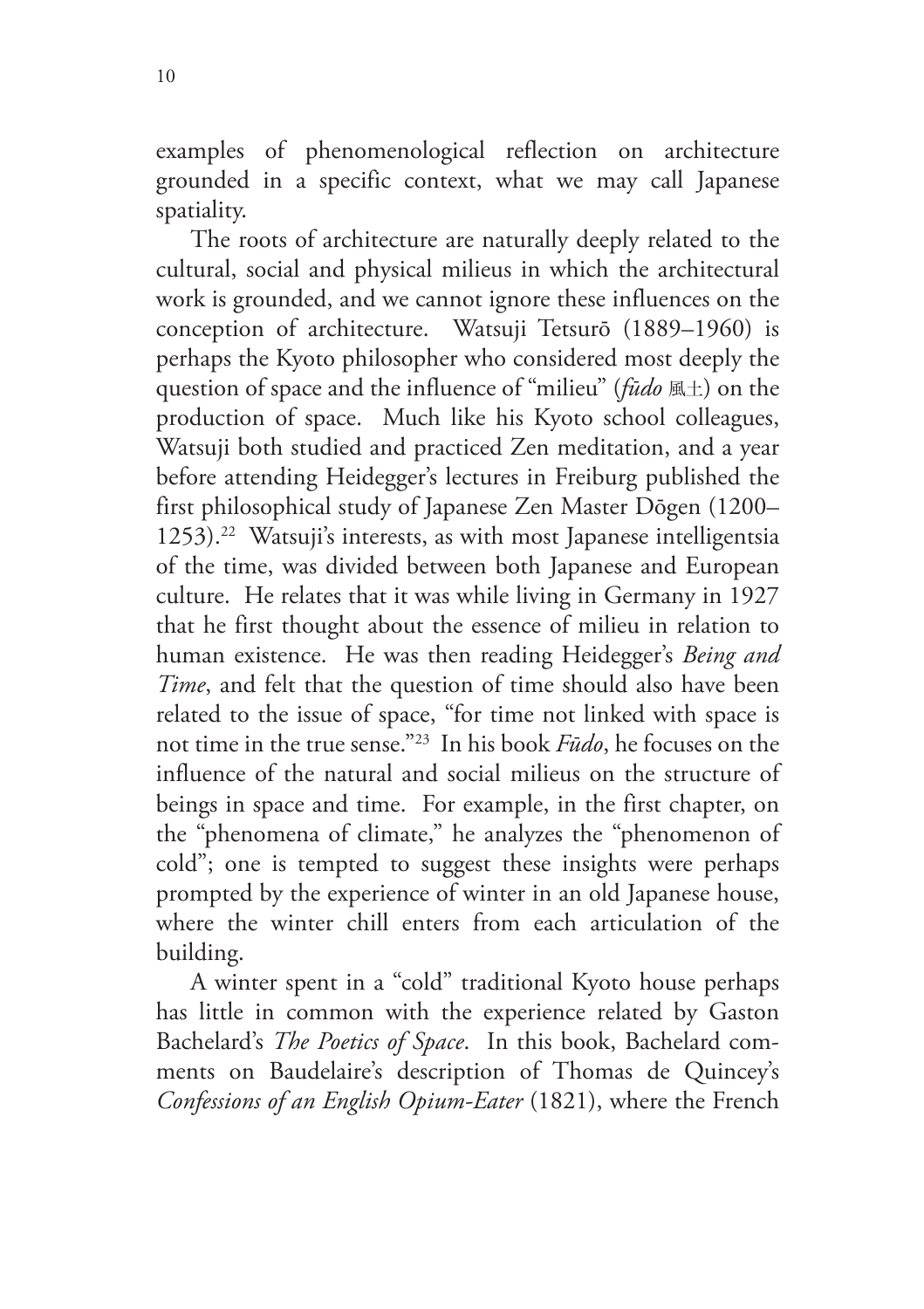examples of phenomenological reflection on architecture grounded in a specific context, what we may call Japanese spatiality.

The roots of architecture are naturally deeply related to the cultural, social and physical milieus in which the architectural work is grounded, and we cannot ignore these influences on the conception of architecture. Watsuji Tetsurō (1889–1960) is perhaps the Kyoto philosopher who considered most deeply the question of space and the influence of "milieu" (*fūdo* 風土) on the production of space. Much like his Kyoto school colleagues, Watsuji both studied and practiced Zen meditation, and a year before attending Heidegger's lectures in Freiburg published the first philosophical study of Japanese Zen Master Dōgen (1200–1253).[22] Watsuji's interests, as with most Japanese intelligentsia of the time, was divided between both Japanese and European culture. He relates that it was while living in Germany in 1927 that he first thought about the essence of milieu in relation to human existence. He was then reading Heidegger's *Being and Time*, and felt that the question of time should also have been related to the issue of space, "for time not linked with space is not time in the true sense."[23] In his book *Fūdo*, he focuses on the influence of the natural and social milieus on the structure of beings in space and time. For example, in the first chapter, on the "phenomena of climate," he analyzes the "phenomenon of cold"; one is tempted to suggest these insights were perhaps prompted by the experience of winter in an old Japanese house, where the winter chill enters from each articulation of the building.

A winter spent in a "cold" traditional Kyoto house perhaps has little in common with the experience related by Gaston Bachelard's *The Poetics of Space*. In this book, Bachelard comments on Baudelaire's description of Thomas de Quincey's *Confessions of an English Opium-Eater* (1821), where the French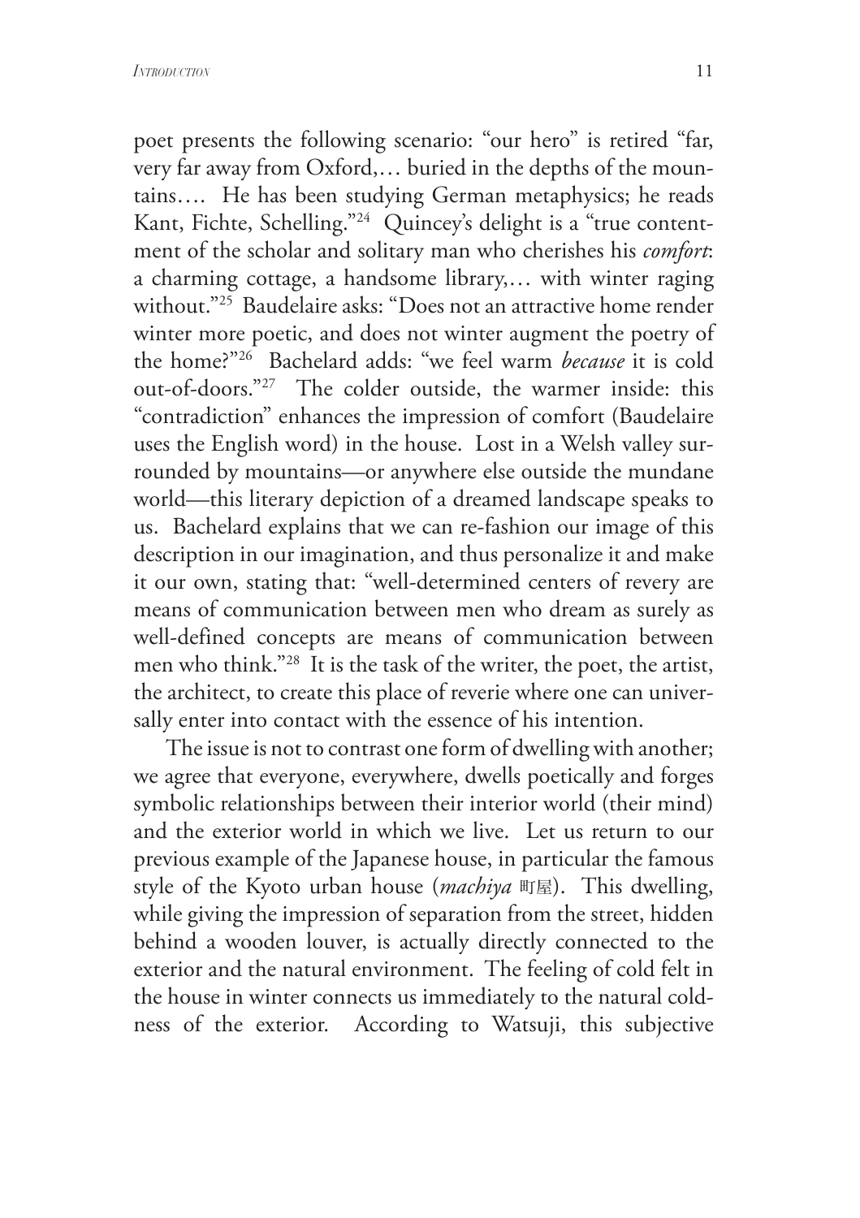poet presents the following scenario: "our hero" is retired "far, very far away from Oxford,… buried in the depths of the mountains…. He has been studying German metaphysics; he reads Kant, Fichte, Schelling."[24] Quincey's delight is a "true contentment of the scholar and solitary man who cherishes his *comfort*: a charming cottage, a handsome library,… with winter raging without."[25] Baudelaire asks: "Does not an attractive home render winter more poetic, and does not winter augment the poetry of the home?"[26] Bachelard adds: "we feel warm *because* it is cold out-of-doors."[27] The colder outside, the warmer inside: this "contradiction" enhances the impression of comfort (Baudelaire uses the English word) in the house. Lost in a Welsh valley surrounded by mountains—or anywhere else outside the mundane world—this literary depiction of a dreamed landscape speaks to us. Bachelard explains that we can re-fashion our image of this description in our imagination, and thus personalize it and make it our own, stating that: "well-determined centers of revery are means of communication between men who dream as surely as well-defined concepts are means of communication between men who think."[28] It is the task of the writer, the poet, the artist, the architect, to create this place of reverie where one can universally enter into contact with the essence of his intention.

The issue is not to contrast one form of dwelling with another; we agree that everyone, everywhere, dwells poetically and forges symbolic relationships between their interior world (their mind) and the exterior world in which we live. Let us return to our previous example of the Japanese house, in particular the famous style of the Kyoto urban house (*machiya* 町屋). This dwelling, while giving the impression of separation from the street, hidden behind a wooden louver, is actually directly connected to the exterior and the natural environment. The feeling of cold felt in the house in winter connects us immediately to the natural coldness of the exterior. According to Watsuji, this subjective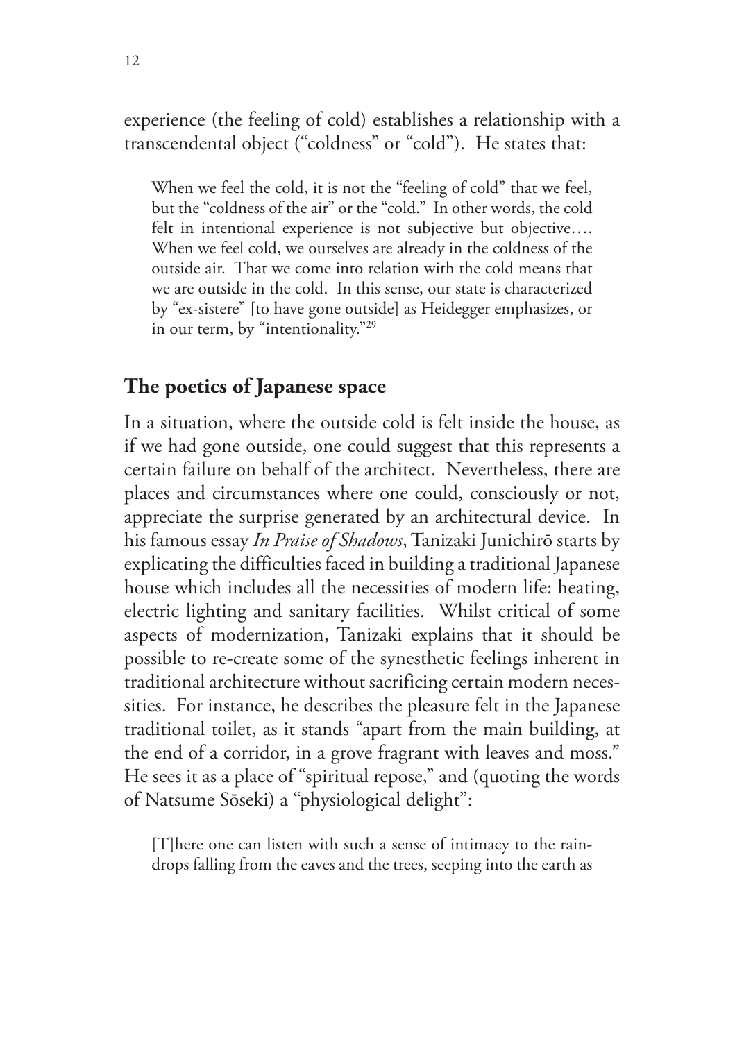experience (the feeling of cold) establishes a relationship with a transcendental object ("coldness" or "cold"). He states that:

> When we feel the cold, it is not the "feeling of cold" that we feel, but the "coldness of the air" or the "cold." In other words, the cold felt in intentional experience is not subjective but objective…. When we feel cold, we ourselves are already in the coldness of the outside air. That we come into relation with the cold means that we are outside in the cold. In this sense, our state is characterized by "ex-sistere" [to have gone outside] as Heidegger emphasizes, or in our term, by "intentionality."[29]

## The poetics of Japanese space

In a situation, where the outside cold is felt inside the house, as if we had gone outside, one could suggest that this represents a certain failure on behalf of the architect. Nevertheless, there are places and circumstances where one could, consciously or not, appreciate the surprise generated by an architectural device. In his famous essay *In Praise of Shadows*, Tanizaki Junichirō starts by explicating the difficulties faced in building a traditional Japanese house which includes all the necessities of modern life: heating, electric lighting and sanitary facilities. Whilst critical of some aspects of modernization, Tanizaki explains that it should be possible to re-create some of the synesthetic feelings inherent in traditional architecture without sacrificing certain modern necessities. For instance, he describes the pleasure felt in the Japanese traditional toilet, as it stands "apart from the main building, at the end of a corridor, in a grove fragrant with leaves and moss." He sees it as a place of "spiritual repose," and (quoting the words of Natsume Sōseki) a "physiological delight":

> [T]here one can listen with such a sense of intimacy to the raindrops falling from the eaves and the trees, seeping into the earth as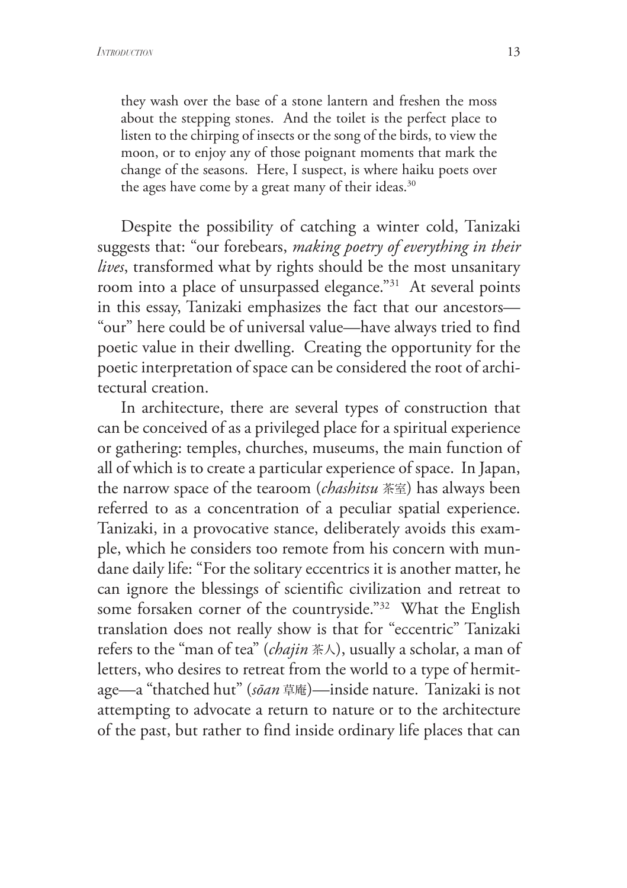> they wash over the base of a stone lantern and freshen the moss about the stepping stones. And the toilet is the perfect place to listen to the chirping of insects or the song of the birds, to view the moon, or to enjoy any of those poignant moments that mark the change of the seasons. Here, I suspect, is where haiku poets over the ages have come by a great many of their ideas.[30]

Despite the possibility of catching a winter cold, Tanizaki suggests that: "our forebears, *making poetry of everything in their lives*, transformed what by rights should be the most unsanitary room into a place of unsurpassed elegance."[31] At several points in this essay, Tanizaki emphasizes the fact that our ancestors—"our" here could be of universal value—have always tried to find poetic value in their dwelling. Creating the opportunity for the poetic interpretation of space can be considered the root of architectural creation.

In architecture, there are several types of construction that can be conceived of as a privileged place for a spiritual experience or gathering: temples, churches, museums, the main function of all of which is to create a particular experience of space. In Japan, the narrow space of the tearoom (*chashitsu* 茶室) has always been referred to as a concentration of a peculiar spatial experience. Tanizaki, in a provocative stance, deliberately avoids this example, which he considers too remote from his concern with mundane daily life: "For the solitary eccentrics it is another matter, he can ignore the blessings of scientific civilization and retreat to some forsaken corner of the countryside."[32] What the English translation does not really show is that for "eccentric" Tanizaki refers to the "man of tea" (*chajin* 茶人), usually a scholar, a man of letters, who desires to retreat from the world to a type of hermitage—a "thatched hut" (*sōan* 草庵)—inside nature. Tanizaki is not attempting to advocate a return to nature or to the architecture of the past, but rather to find inside ordinary life places that can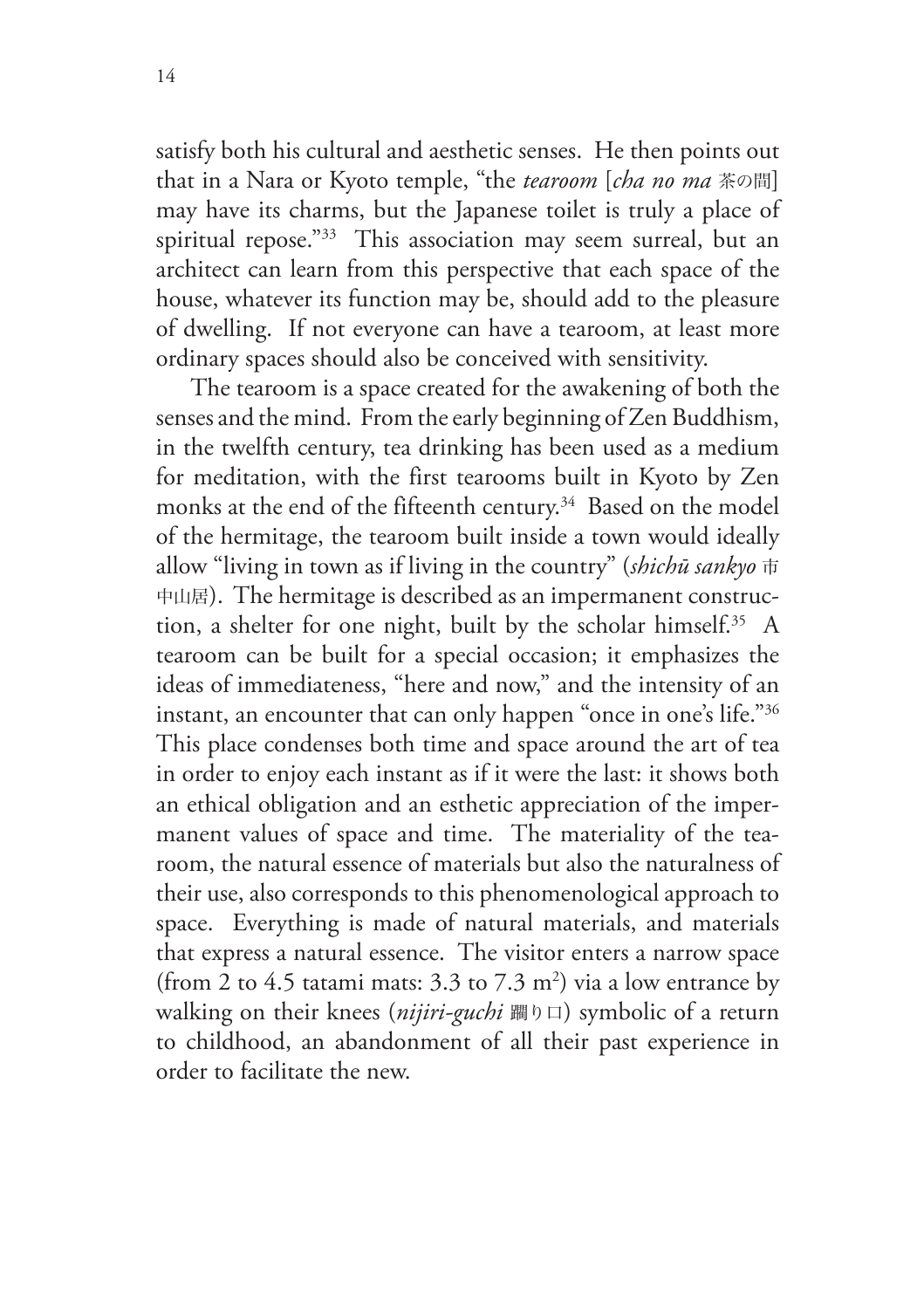satisfy both his cultural and aesthetic senses. He then points out that in a Nara or Kyoto temple, "the *tearoom* [*cha no ma* 茶の間] may have its charms, but the Japanese toilet is truly a place of spiritual repose."[33] This association may seem surreal, but an architect can learn from this perspective that each space of the house, whatever its function may be, should add to the pleasure of dwelling. If not everyone can have a tearoom, at least more ordinary spaces should also be conceived with sensitivity.

The tearoom is a space created for the awakening of both the senses and the mind. From the early beginning of Zen Buddhism, in the twelfth century, tea drinking has been used as a medium for meditation, with the first tearooms built in Kyoto by Zen monks at the end of the fifteenth century.[34] Based on the model of the hermitage, the tearoom built inside a town would ideally allow "living in town as if living in the country" (*shichū sankyo* 市中山居). The hermitage is described as an impermanent construction, a shelter for one night, built by the scholar himself.[35] A tearoom can be built for a special occasion; it emphasizes the ideas of immediateness, "here and now," and the intensity of an instant, an encounter that can only happen "once in one's life."[36] This place condenses both time and space around the art of tea in order to enjoy each instant as if it were the last: it shows both an ethical obligation and an esthetic appreciation of the impermanent values of space and time. The materiality of the tearoom, the natural essence of materials but also the naturalness of their use, also corresponds to this phenomenological approach to space. Everything is made of natural materials, and materials that express a natural essence. The visitor enters a narrow space (from 2 to 4.5 tatami mats: 3.3 to 7.3 $m^2$) via a low entrance by walking on their knees (*nijiri-guchi* 躙り口) symbolic of a return to childhood, an abandonment of all their past experience in order to facilitate the new.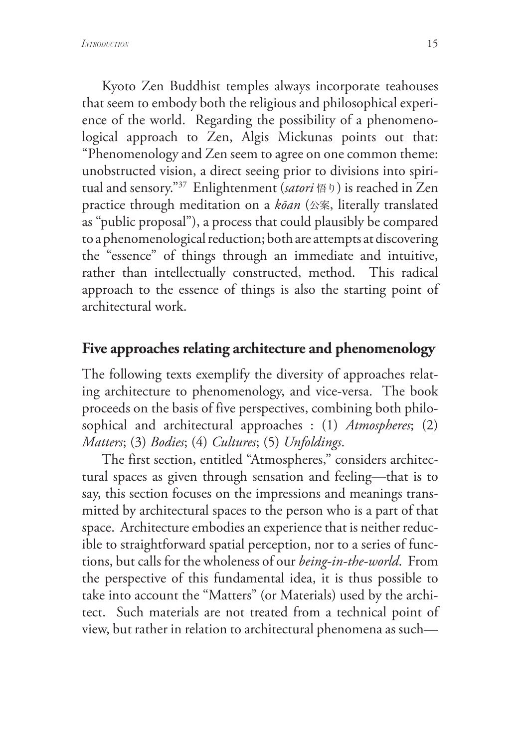Kyoto Zen Buddhist temples always incorporate teahouses that seem to embody both the religious and philosophical experience of the world. Regarding the possibility of a phenomenological approach to Zen, Algis Mickunas points out that: "Phenomenology and Zen seem to agree on one common theme: unobstructed vision, a direct seeing prior to divisions into spiritual and sensory."[37] Enlightenment (*satori* 悟り) is reached in Zen practice through meditation on a *kōan* (公案, literally translated as "public proposal"), a process that could plausibly be compared to a phenomenological reduction; both are attempts at discovering the "essence" of things through an immediate and intuitive, rather than intellectually constructed, method. This radical approach to the essence of things is also the starting point of architectural work.

## Five approaches relating architecture and phenomenology

The following texts exemplify the diversity of approaches relating architecture to phenomenology, and vice-versa. The book proceeds on the basis of five perspectives, combining both philosophical and architectural approaches : (1) *Atmospheres*; (2) *Matters*; (3) *Bodies*; (4) *Cultures*; (5) *Unfoldings*.

The first section, entitled "Atmospheres," considers architectural spaces as given through sensation and feeling—that is to say, this section focuses on the impressions and meanings transmitted by architectural spaces to the person who is a part of that space. Architecture embodies an experience that is neither reducible to straightforward spatial perception, nor to a series of functions, but calls for the wholeness of our *being-in-the-world*. From the perspective of this fundamental idea, it is thus possible to take into account the "Matters" (or Materials) used by the architect. Such materials are not treated from a technical point of view, but rather in relation to architectural phenomena as such—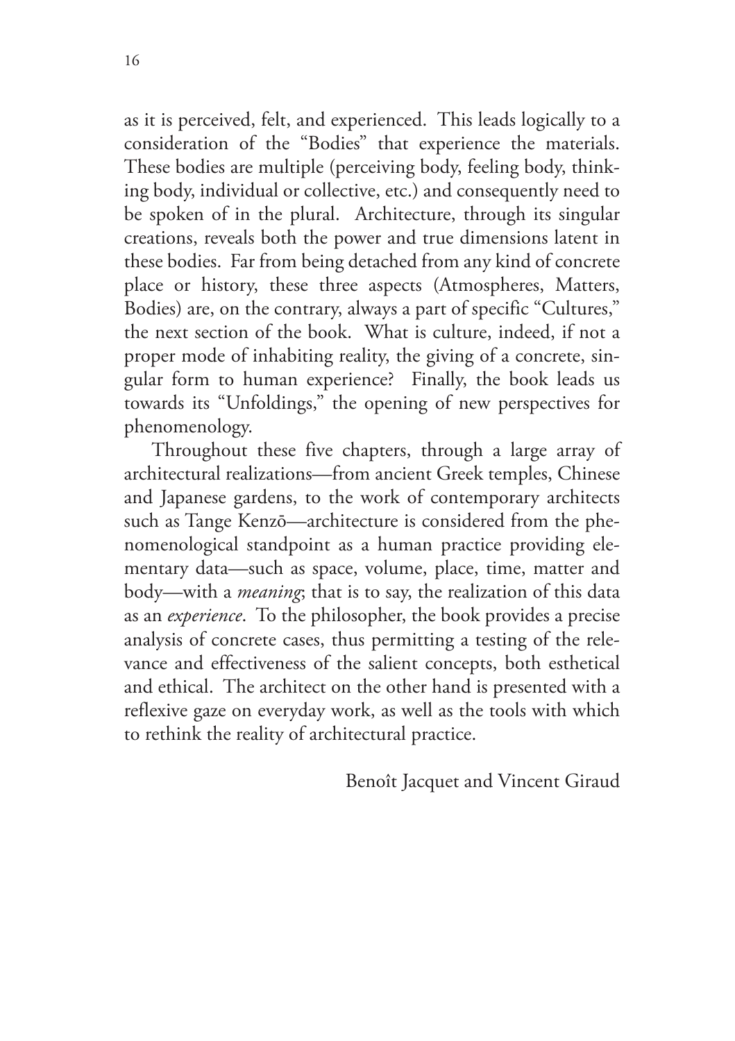as it is perceived, felt, and experienced. This leads logically to a consideration of the "Bodies" that experience the materials. These bodies are multiple (perceiving body, feeling body, thinking body, individual or collective, etc.) and consequently need to be spoken of in the plural. Architecture, through its singular creations, reveals both the power and true dimensions latent in these bodies. Far from being detached from any kind of concrete place or history, these three aspects (Atmospheres, Matters, Bodies) are, on the contrary, always a part of specific "Cultures," the next section of the book. What is culture, indeed, if not a proper mode of inhabiting reality, the giving of a concrete, singular form to human experience? Finally, the book leads us towards its "Unfoldings," the opening of new perspectives for phenomenology.

Throughout these five chapters, through a large array of architectural realizations—from ancient Greek temples, Chinese and Japanese gardens, to the work of contemporary architects such as Tange Kenzō—architecture is considered from the phenomenological standpoint as a human practice providing elementary data—such as space, volume, place, time, matter and body—with a *meaning*; that is to say, the realization of this data as an *experience*. To the philosopher, the book provides a precise analysis of concrete cases, thus permitting a testing of the relevance and effectiveness of the salient concepts, both esthetical and ethical. The architect on the other hand is presented with a reflexive gaze on everyday work, as well as the tools with which to rethink the reality of architectural practice.

Benoît Jacquet and Vincent Giraud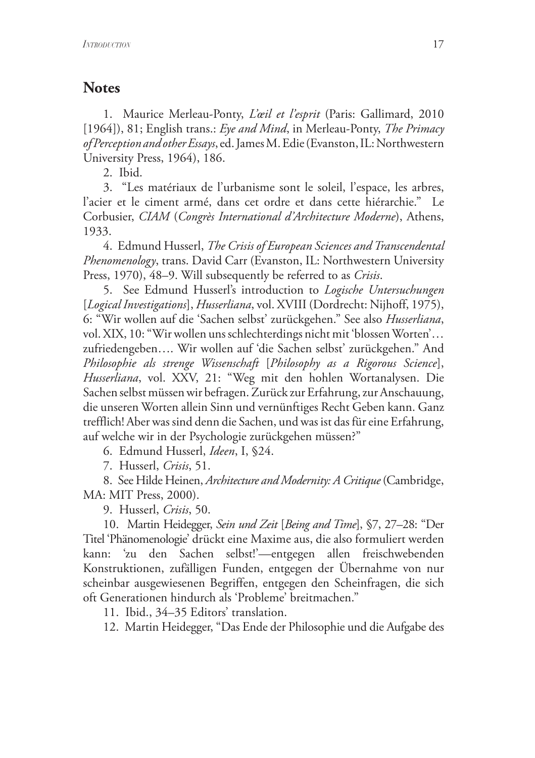## Notes

1. Maurice Merleau-Ponty, *L'œil et l'esprit* (Paris: Gallimard, 2010 [1964]), 81; English trans.: *Eye and Mind*, in Merleau-Ponty, *The Primacy of Perception and other Essays*, ed. James M. Edie (Evanston, IL: Northwestern University Press, 1964), 186.

2. Ibid.

3. "Les matériaux de l'urbanisme sont le soleil, l'espace, les arbres, l'acier et le ciment armé, dans cet ordre et dans cette hiérarchie." Le Corbusier, *CIAM* (*Congrès International d'Architecture Moderne*), Athens, 1933.

4. Edmund Husserl, *The Crisis of European Sciences and Transcendental Phenomenology*, trans. David Carr (Evanston, IL: Northwestern University Press, 1970), 48–9. Will subsequently be referred to as *Crisis*.

5. See Edmund Husserl's introduction to *Logische Untersuchungen* [*Logical Investigations*], *Husserliana*, vol. XVIII (Dordrecht: Nijhoff, 1975), 6: "Wir wollen auf die 'Sachen selbst' zurückgehen." See also *Husserliana*, vol. XIX, 10: "Wir wollen uns schlechterdings nicht mit 'blossen Worten'… zufriedengeben…. Wir wollen auf 'die Sachen selbst' zurückgehen." And *Philosophie als strenge Wissenschaft* [*Philosophy as a Rigorous Science*], *Husserliana*, vol. XXV, 21: "Weg mit den hohlen Wortanalysen. Die Sachen selbst müssen wir befragen. Zurück zur Erfahrung, zur Anschauung, die unseren Worten allein Sinn und vernünftiges Recht Geben kann. Ganz trefflich! Aber was sind denn die Sachen, und was ist das für eine Erfahrung, auf welche wir in der Psychologie zurückgehen müssen?"

6. Edmund Husserl, *Ideen*, I, §24.

7. Husserl, *Crisis*, 51.

8. See Hilde Heinen, *Architecture and Modernity: A Critique* (Cambridge, MA: MIT Press, 2000).

9. Husserl, *Crisis*, 50.

10. Martin Heidegger, *Sein und Zeit* [*Being and Time*], §7, 27–28: "Der Titel 'Phänomenologie' drückt eine Maxime aus, die also formuliert werden kann: 'zu den Sachen selbst!'—entgegen allen freischwebenden Konstruktionen, zufälligen Funden, entgegen der Übernahme von nur scheinbar ausgewiesenen Begriffen, entgegen den Scheinfragen, die sich oft Generationen hindurch als 'Probleme' breitmachen."

11. Ibid., 34–35 Editors' translation.

12. Martin Heidegger, "Das Ende der Philosophie und die Aufgabe des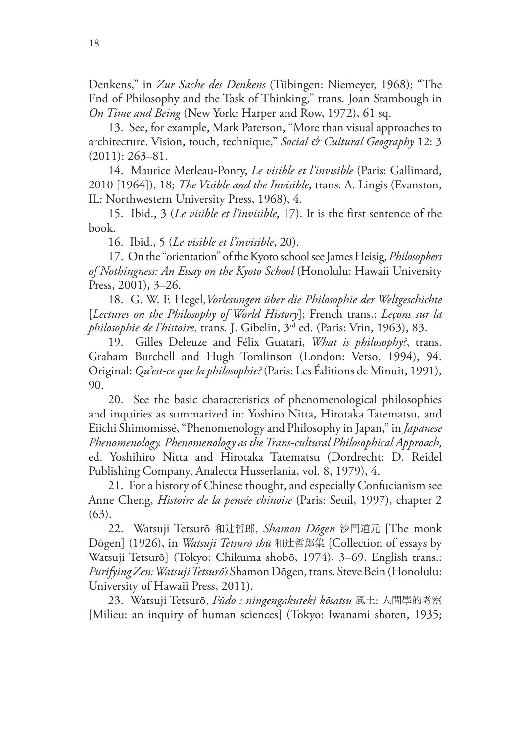Denkens," in *Zur Sache des Denkens* (Tübingen: Niemeyer, 1968); "The End of Philosophy and the Task of Thinking," trans. Joan Stambough in *On Time and Being* (New York: Harper and Row, 1972), 61 sq.

13. See, for example, Mark Paterson, "More than visual approaches to architecture. Vision, touch, technique," *Social & Cultural Geography* 12: 3 (2011): 263–81.

14. Maurice Merleau-Ponty, *Le visible et l'invisible* (Paris: Gallimard, 2010 [1964]), 18; *The Visible and the Invisible*, trans. A. Lingis (Evanston, IL: Northwestern University Press, 1968), 4.

15. Ibid., 3 (*Le visible et l'invisible*, 17). It is the first sentence of the book.

16. Ibid., 5 (*Le visible et l'invisible*, 20).

17. On the "orientation" of the Kyoto school see James Heisig, *Philosophers of Nothingness: An Essay on the Kyoto School* (Honolulu: Hawaii University Press, 2001), 3–26.

18. G. W. F. Hegel, *Vorlesungen über die Philosophie der Weltgeschichte* [*Lectures on the Philosophy of World History*]; French trans.: *Leçons sur la philosophie de l'histoire*, trans. J. Gibelin, 3rd ed. (Paris: Vrin, 1963), 83.

19. Gilles Deleuze and Félix Guatari, *What is philosophy?*, trans. Graham Burchell and Hugh Tomlinson (London: Verso, 1994), 94. Original: *Qu'est-ce que la philosophie?* (Paris: Les Éditions de Minuit, 1991), 90.

20. See the basic characteristics of phenomenological philosophies and inquiries as summarized in: Yoshiro Nitta, Hirotaka Tatematsu, and Eiichi Shimomissé, "Phenomenology and Philosophy in Japan," in *Japanese Phenomenology. Phenomenology as the Trans-cultural Philosophical Approach*, ed. Yoshihiro Nitta and Hirotaka Tatematsu (Dordrecht: D. Reidel Publishing Company, Analecta Husserlania, vol. 8, 1979), 4.

21. For a history of Chinese thought, and especially Confucianism see Anne Cheng, *Histoire de la pensée chinoise* (Paris: Seuil, 1997), chapter 2 (63).

22. Watsuji Tetsurō 和辻哲郎, *Shamon Dōgen* 沙門道元 [The monk Dōgen] (1926), in *Watsuji Tetsurō shū* 和辻哲郎集 [Collection of essays by Watsuji Tetsurō] (Tokyo: Chikuma shobō, 1974), 3–69. English trans.: *Purifying Zen: Watsuji Tetsurō's* Shamon Dōgen, trans. Steve Bein (Honolulu: University of Hawaii Press, 2011).

23. Watsuji Tetsurō, *Fūdo : ningengakuteki kōsatsu* 風土: 人間學的考察 [Milieu: an inquiry of human sciences] (Tokyo: Iwanami shoten, 1935;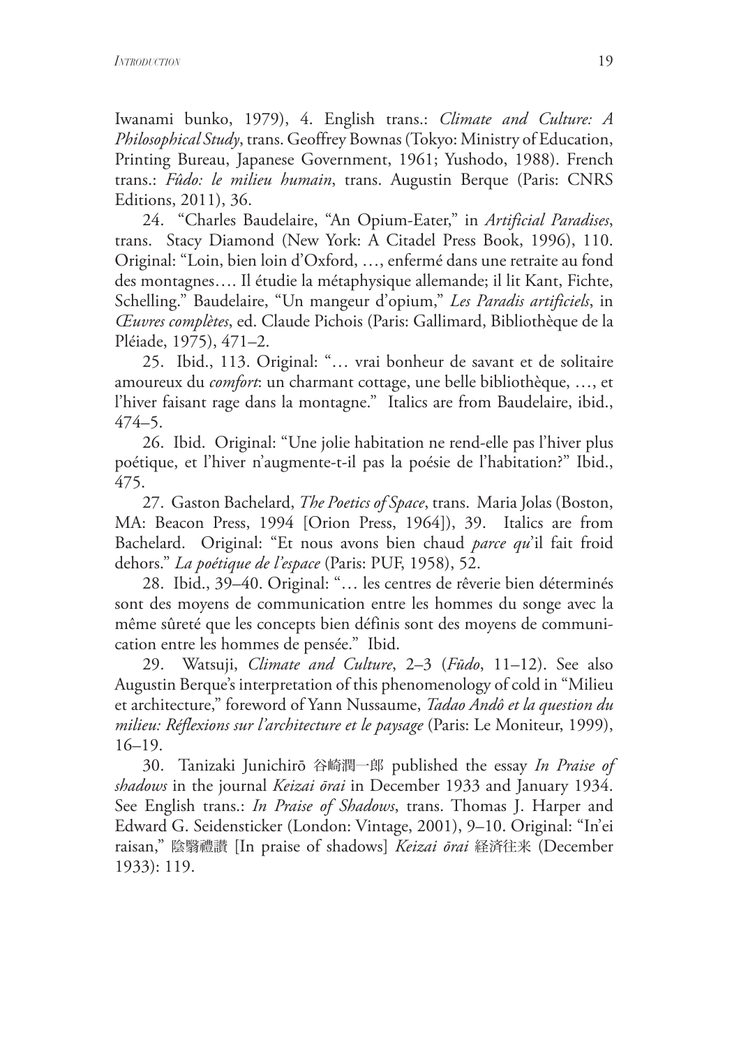Iwanami bunko, 1979), 4. English trans.: *Climate and Culture: A Philosophical Study*, trans. Geoffrey Bownas (Tokyo: Ministry of Education, Printing Bureau, Japanese Government, 1961; Yushodo, 1988). French trans.: *Fûdo: le milieu humain*, trans. Augustin Berque (Paris: CNRS Editions, 2011), 36.

24. "Charles Baudelaire, "An Opium-Eater," in *Artificial Paradises*, trans. Stacy Diamond (New York: A Citadel Press Book, 1996), 110. Original: "Loin, bien loin d'Oxford, …, enfermé dans une retraite au fond des montagnes…. Il étudie la métaphysique allemande; il lit Kant, Fichte, Schelling." Baudelaire, "Un mangeur d'opium," *Les Paradis artificiels*, in *Œuvres complètes*, ed. Claude Pichois (Paris: Gallimard, Bibliothèque de la Pléiade, 1975), 471–2.

25. Ibid., 113. Original: "… vrai bonheur de savant et de solitaire amoureux du *comfort*: un charmant cottage, une belle bibliothèque, …, et l'hiver faisant rage dans la montagne." Italics are from Baudelaire, ibid., 474–5.

26. Ibid. Original: "Une jolie habitation ne rend-elle pas l'hiver plus poétique, et l'hiver n'augmente-t-il pas la poésie de l'habitation?" Ibid., 475.

27. Gaston Bachelard, *The Poetics of Space*, trans. Maria Jolas (Boston, MA: Beacon Press, 1994 [Orion Press, 1964]), 39. Italics are from Bachelard. Original: "Et nous avons bien chaud *parce qu*'il fait froid dehors." *La poétique de l'espace* (Paris: PUF, 1958), 52.

28. Ibid., 39–40. Original: "… les centres de rêverie bien déterminés sont des moyens de communication entre les hommes du songe avec la même sûreté que les concepts bien définis sont des moyens de communication entre les hommes de pensée." Ibid.

29. Watsuji, *Climate and Culture*, 2–3 (*Fūdo*, 11–12). See also Augustin Berque's interpretation of this phenomenology of cold in "Milieu et architecture," foreword of Yann Nussaume, *Tadao Andô et la question du milieu: Réflexions sur l'architecture et le paysage* (Paris: Le Moniteur, 1999), 16–19.

30. Tanizaki Junichirō 谷崎潤一郎 published the essay *In Praise of shadows* in the journal *Keizai ōrai* in December 1933 and January 1934. See English trans.: *In Praise of Shadows*, trans. Thomas J. Harper and Edward G. Seidensticker (London: Vintage, 2001), 9–10. Original: "In'ei raisan," 陰翳禮讃 [In praise of shadows] *Keizai ōrai* 経済往来 (December 1933): 119.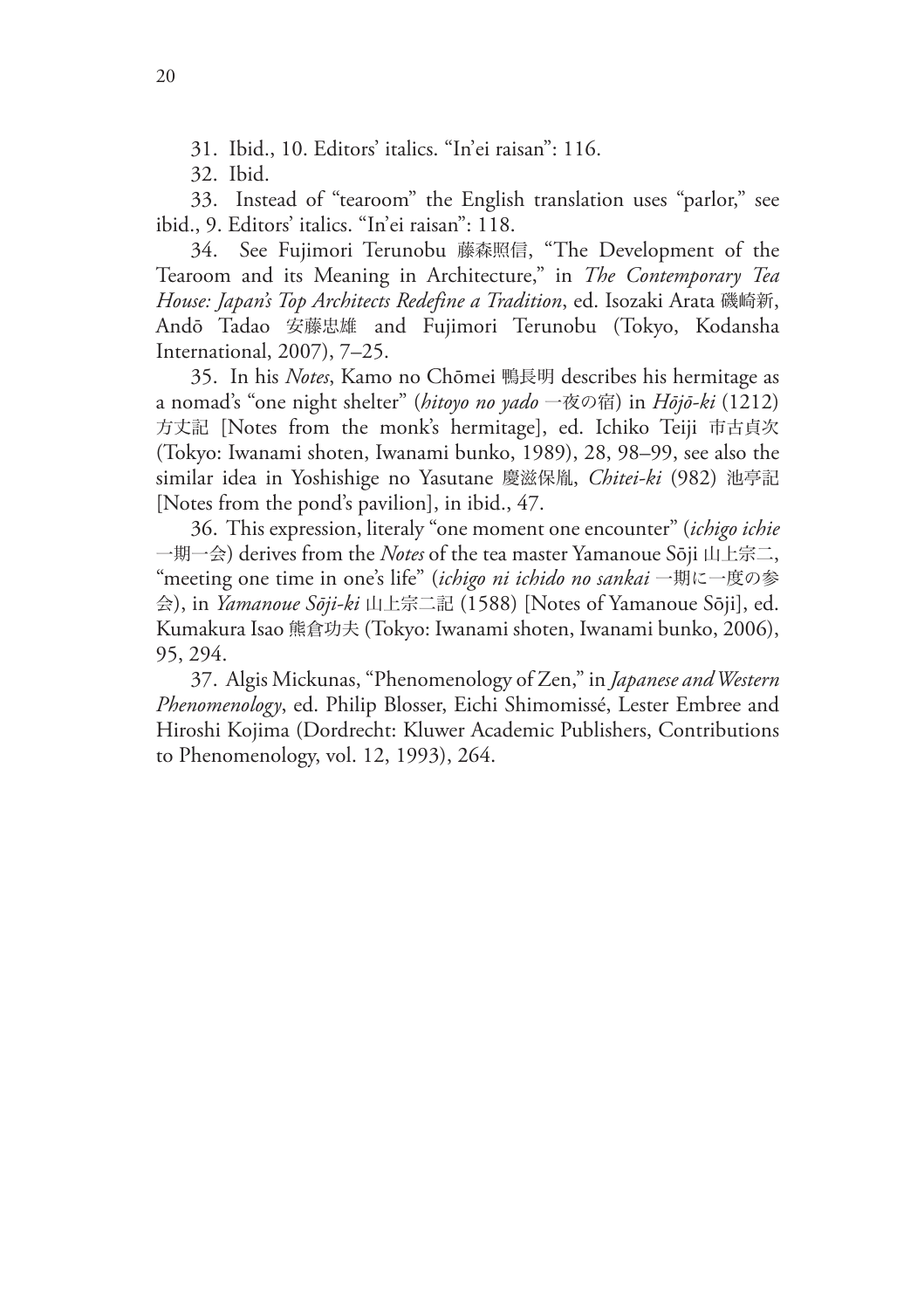31. Ibid., 10. Editors' italics. "In'ei raisan": 116.

32. Ibid.

33. Instead of "tearoom" the English translation uses "parlor," see ibid., 9. Editors' italics. "In'ei raisan": 118.

34. See Fujimori Terunobu 藤森照信, "The Development of the Tearoom and its Meaning in Architecture," in *The Contemporary Tea House: Japan's Top Architects Redefine a Tradition*, ed. Isozaki Arata 磯崎新, Andō Tadao 安藤忠雄 and Fujimori Terunobu (Tokyo, Kodansha International, 2007), 7–25.

35. In his *Notes*, Kamo no Chōmei 鴨長明 describes his hermitage as a nomad's "one night shelter" (*hitoyo no yado* 一夜の宿) in *Hōjō-ki* (1212) 方丈記 [Notes from the monk's hermitage], ed. Ichiko Teiji 市古貞次 (Tokyo: Iwanami shoten, Iwanami bunko, 1989), 28, 98–99, see also the similar idea in Yoshishige no Yasutane 慶滋保胤, *Chitei-ki* (982) 池亭記 [Notes from the pond's pavilion], in ibid., 47.

36. This expression, literaly "one moment one encounter" (*ichigo ichie* 一期一会) derives from the *Notes* of the tea master Yamanoue Sōji 山上宗二, "meeting one time in one's life" (*ichigo ni ichido no sankai* 一期に一度の参会), in *Yamanoue Sōji-ki* 山上宗二記 (1588) [Notes of Yamanoue Sōji], ed. Kumakura Isao 熊倉功夫 (Tokyo: Iwanami shoten, Iwanami bunko, 2006), 95, 294.

37. Algis Mickunas, "Phenomenology of Zen," in *Japanese and Western Phenomenology*, ed. Philip Blosser, Eichi Shimomissé, Lester Embree and Hiroshi Kojima (Dordrecht: Kluwer Academic Publishers, Contributions to Phenomenology, vol. 12, 1993), 264.